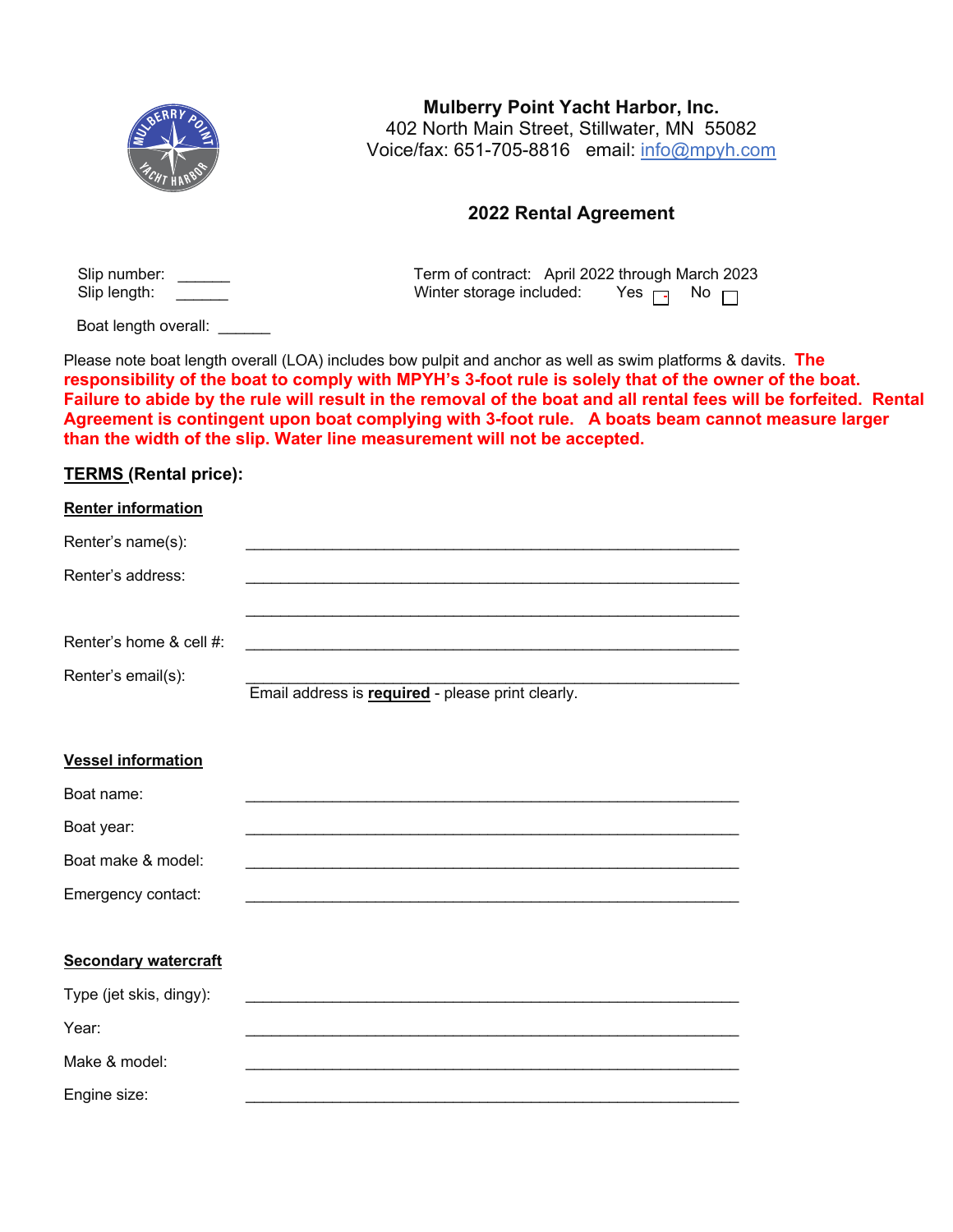**Mulberry Point Yacht Harbor, Inc.**
402 North Main Street, Stillwater, MN 55082
Voice/fax: 651-705-8816 email: info@mpyh.com

## 2022 Rental Agreement

Slip number: ______
Slip length: ______

Term of contract: April 2022 through March 2023
Winter storage included: Yes ☐ No ☐

Boat length overall: ______

Please note boat length overall (LOA) includes bow pulpit and anchor as well as swim platforms & davits. **The responsibility of the boat to comply with MPYH's 3-foot rule is solely that of the owner of the boat. Failure to abide by the rule will result in the removal of the boat and all rental fees will be forfeited. Rental Agreement is contingent upon boat complying with 3-foot rule. A boats beam cannot measure larger than the width of the slip. Water line measurement will not be accepted.**

**TERMS (Rental price):**

**Renter information**

Renter's name(s): ____________________________________________

Renter's address: ____________________________________________

____________________________________________

Renter's home & cell #: ____________________________________________

Renter's email(s): ____________________________________________
Email address is **required** - please print clearly.

**Vessel information**

Boat name: ____________________________________________

Boat year: ____________________________________________

Boat make & model: ____________________________________________

Emergency contact: ____________________________________________

**Secondary watercraft**

Type (jet skis, dingy): ____________________________________________

Year: ____________________________________________

Make & model: ____________________________________________

Engine size: ____________________________________________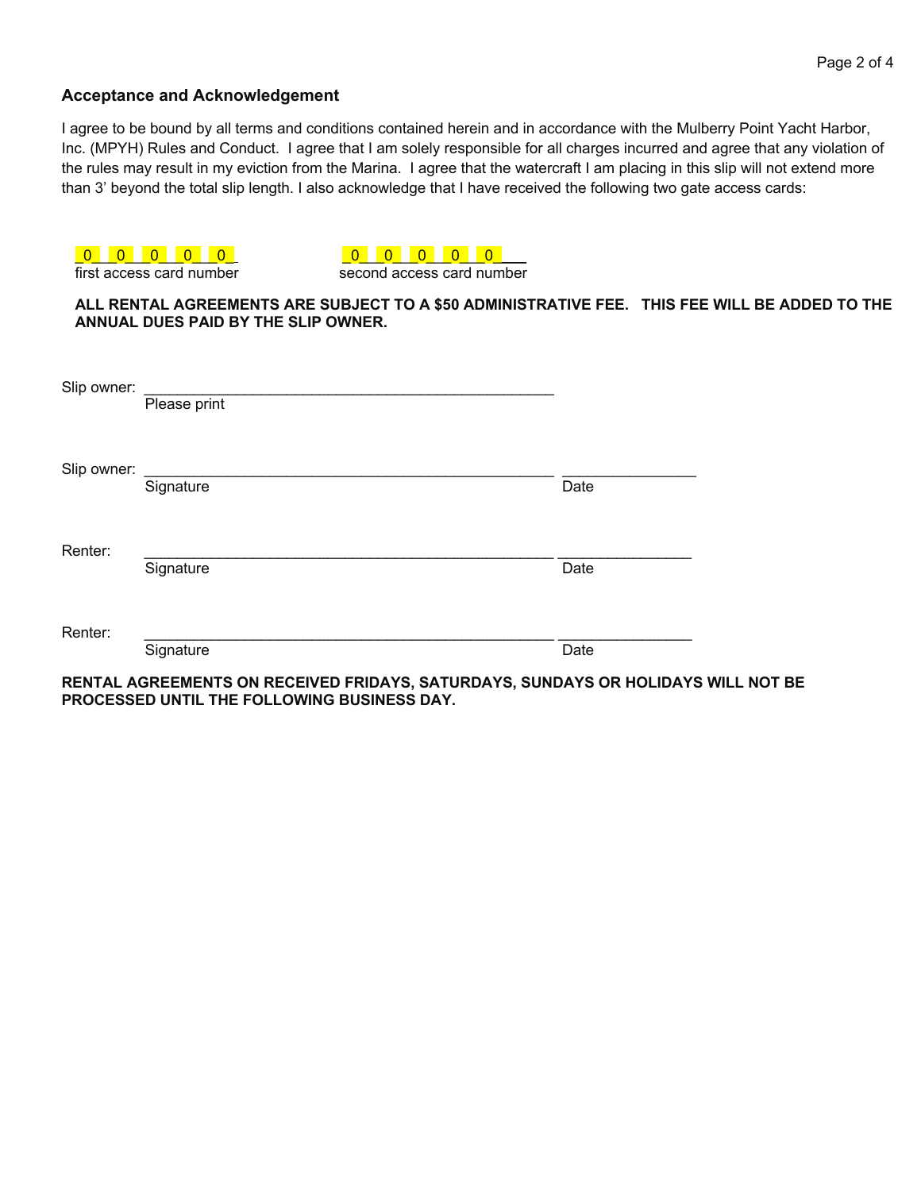### Acceptance and Acknowledgement

I agree to be bound by all terms and conditions contained herein and in accordance with the Mulberry Point Yacht Harbor, Inc. (MPYH) Rules and Conduct. I agree that I am solely responsible for all charges incurred and agree that any violation of the rules may result in my eviction from the Marina. I agree that the watercraft I am placing in this slip will not extend more than 3' beyond the total slip length. I also acknowledge that I have received the following two gate access cards:

_0__0__0__0__0_ first access card number

_0__0__0__0__0___ second access card number

**ALL RENTAL AGREEMENTS ARE SUBJECT TO A $50 ADMINISTRATIVE FEE. THIS FEE WILL BE ADDED TO THE ANNUAL DUES PAID BY THE SLIP OWNER.**

Slip owner: ____________________________________________________
Please print

Slip owner: ____________________________________________________ ________________
Signature Date

Renter: ____________________________________________________ ________________
Signature Date

Renter: ____________________________________________________ ________________
Signature Date

**RENTAL AGREEMENTS ON RECEIVED FRIDAYS, SATURDAYS, SUNDAYS OR HOLIDAYS WILL NOT BE PROCESSED UNTIL THE FOLLOWING BUSINESS DAY.**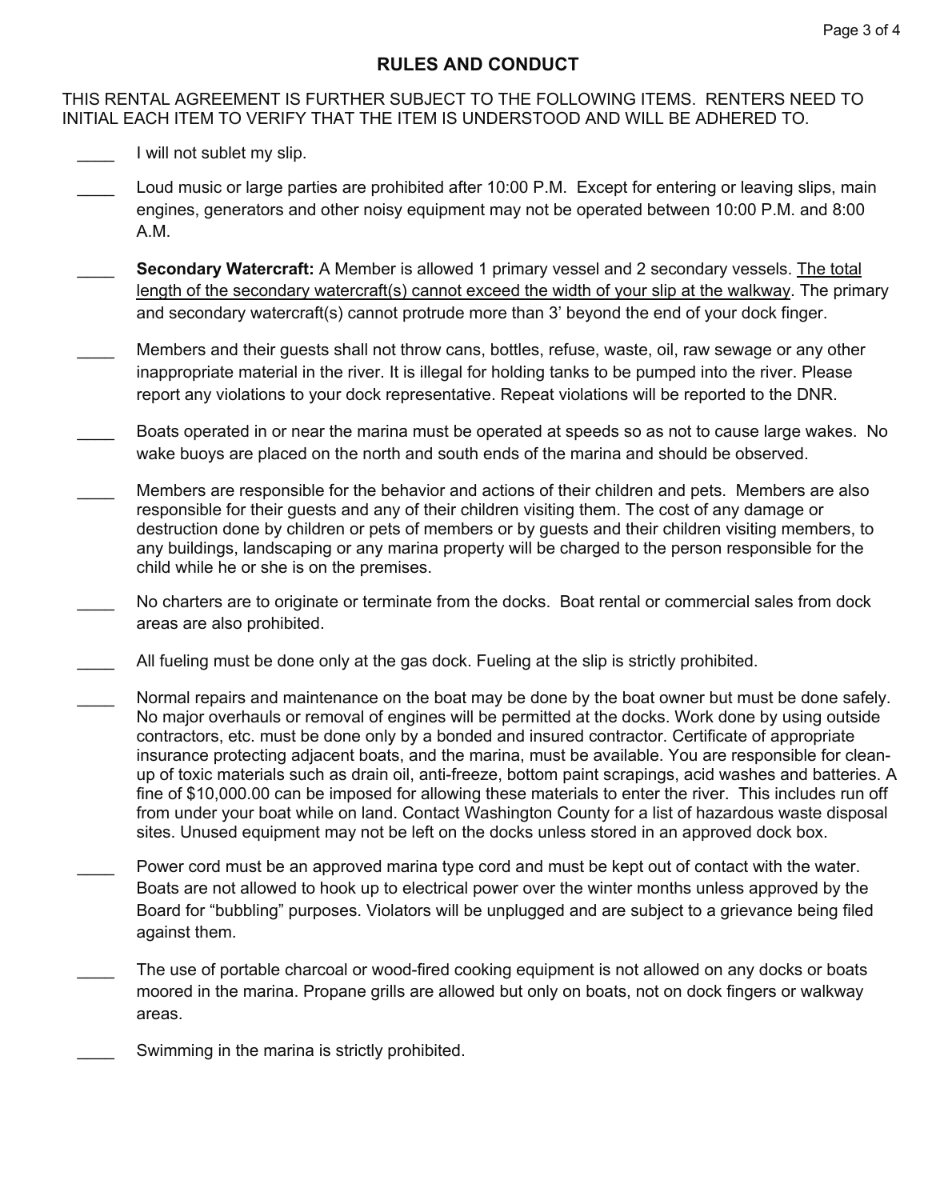# RULES AND CONDUCT

THIS RENTAL AGREEMENT IS FURTHER SUBJECT TO THE FOLLOWING ITEMS. RENTERS NEED TO INITIAL EACH ITEM TO VERIFY THAT THE ITEM IS UNDERSTOOD AND WILL BE ADHERED TO.

____ I will not sublet my slip.

____ Loud music or large parties are prohibited after 10:00 P.M. Except for entering or leaving slips, main engines, generators and other noisy equipment may not be operated between 10:00 P.M. and 8:00 A.M.

____ **Secondary Watercraft:** A Member is allowed 1 primary vessel and 2 secondary vessels. <u>The total length of the secondary watercraft(s) cannot exceed the width of your slip at the walkway</u>. The primary and secondary watercraft(s) cannot protrude more than 3' beyond the end of your dock finger.

____ Members and their guests shall not throw cans, bottles, refuse, waste, oil, raw sewage or any other inappropriate material in the river. It is illegal for holding tanks to be pumped into the river. Please report any violations to your dock representative. Repeat violations will be reported to the DNR.

____ Boats operated in or near the marina must be operated at speeds so as not to cause large wakes. No wake buoys are placed on the north and south ends of the marina and should be observed.

____ Members are responsible for the behavior and actions of their children and pets. Members are also responsible for their guests and any of their children visiting them. The cost of any damage or destruction done by children or pets of members or by guests and their children visiting members, to any buildings, landscaping or any marina property will be charged to the person responsible for the child while he or she is on the premises.

____ No charters are to originate or terminate from the docks. Boat rental or commercial sales from dock areas are also prohibited.

____ All fueling must be done only at the gas dock. Fueling at the slip is strictly prohibited.

____ Normal repairs and maintenance on the boat may be done by the boat owner but must be done safely. No major overhauls or removal of engines will be permitted at the docks. Work done by using outside contractors, etc. must be done only by a bonded and insured contractor. Certificate of appropriate insurance protecting adjacent boats, and the marina, must be available. You are responsible for clean-up of toxic materials such as drain oil, anti-freeze, bottom paint scrapings, acid washes and batteries. A fine of $10,000.00 can be imposed for allowing these materials to enter the river. This includes run off from under your boat while on land. Contact Washington County for a list of hazardous waste disposal sites. Unused equipment may not be left on the docks unless stored in an approved dock box.

____ Power cord must be an approved marina type cord and must be kept out of contact with the water. Boats are not allowed to hook up to electrical power over the winter months unless approved by the Board for "bubbling" purposes. Violators will be unplugged and are subject to a grievance being filed against them.

____ The use of portable charcoal or wood-fired cooking equipment is not allowed on any docks or boats moored in the marina. Propane grills are allowed but only on boats, not on dock fingers or walkway areas.

____ Swimming in the marina is strictly prohibited.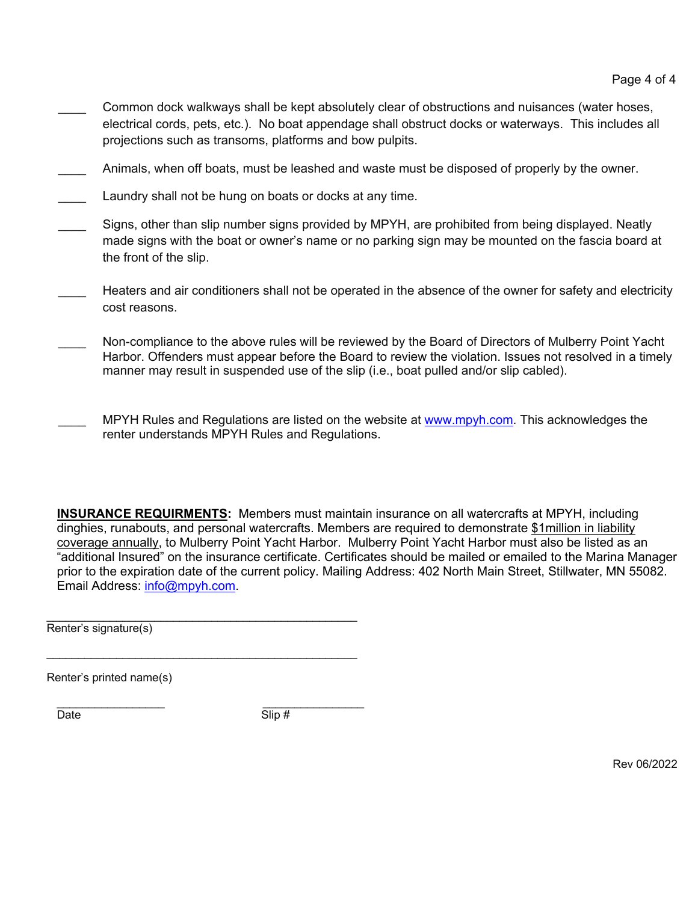____ Common dock walkways shall be kept absolutely clear of obstructions and nuisances (water hoses, electrical cords, pets, etc.). No boat appendage shall obstruct docks or waterways. This includes all projections such as transoms, platforms and bow pulpits.

____ Animals, when off boats, must be leashed and waste must be disposed of properly by the owner.

____ Laundry shall not be hung on boats or docks at any time.

____ Signs, other than slip number signs provided by MPYH, are prohibited from being displayed. Neatly made signs with the boat or owner's name or no parking sign may be mounted on the fascia board at the front of the slip.

____ Heaters and air conditioners shall not be operated in the absence of the owner for safety and electricity cost reasons.

____ Non-compliance to the above rules will be reviewed by the Board of Directors of Mulberry Point Yacht Harbor. Offenders must appear before the Board to review the violation. Issues not resolved in a timely manner may result in suspended use of the slip (i.e., boat pulled and/or slip cabled).

____ MPYH Rules and Regulations are listed on the website at [www.mpyh.com](http://www.mpyh.com). This acknowledges the renter understands MPYH Rules and Regulations.

**<u>INSURANCE REQUIRMENTS</u>:** Members must maintain insurance on all watercrafts at MPYH, including dinghies, runabouts, and personal watercrafts. Members are required to demonstrate <u>$1million in liability coverage annually</u>, to Mulberry Point Yacht Harbor. Mulberry Point Yacht Harbor must also be listed as an "additional Insured" on the insurance certificate. Certificates should be mailed or emailed to the Marina Manager prior to the expiration date of the current policy. Mailing Address: 402 North Main Street, Stillwater, MN 55082. Email Address: [info@mpyh.com](mailto:info@mpyh.com).

______________________________________________
Renter's signature(s)

______________________________________________
Renter's printed name(s)

________________ ________________
Date Slip #

Rev 06/2022